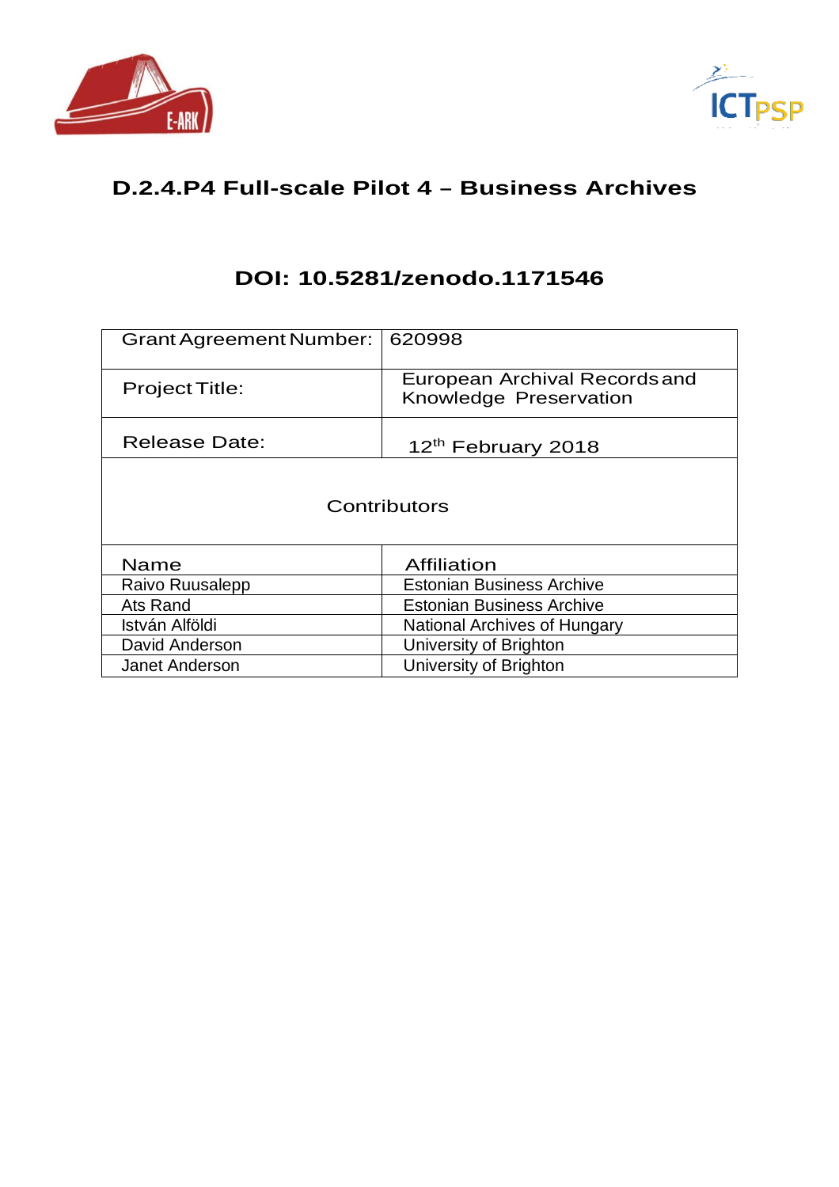# D.2.4.P4 Full-scale Pilot 4 – Business Archives

## DOI: 10.5281/zenodo.1171546

| Grant Agreement Number: | 620998 |
|---|---|
| Project Title: | European Archival Records and Knowledge Preservation |
| Release Date: | 12th February 2018 |
| Contributors | |
| Name | Affiliation |
| Raivo Ruusalepp | Estonian Business Archive |
| Ats Rand | Estonian Business Archive |
| István Alföldi | National Archives of Hungary |
| David Anderson | University of Brighton |
| Janet Anderson | University of Brighton |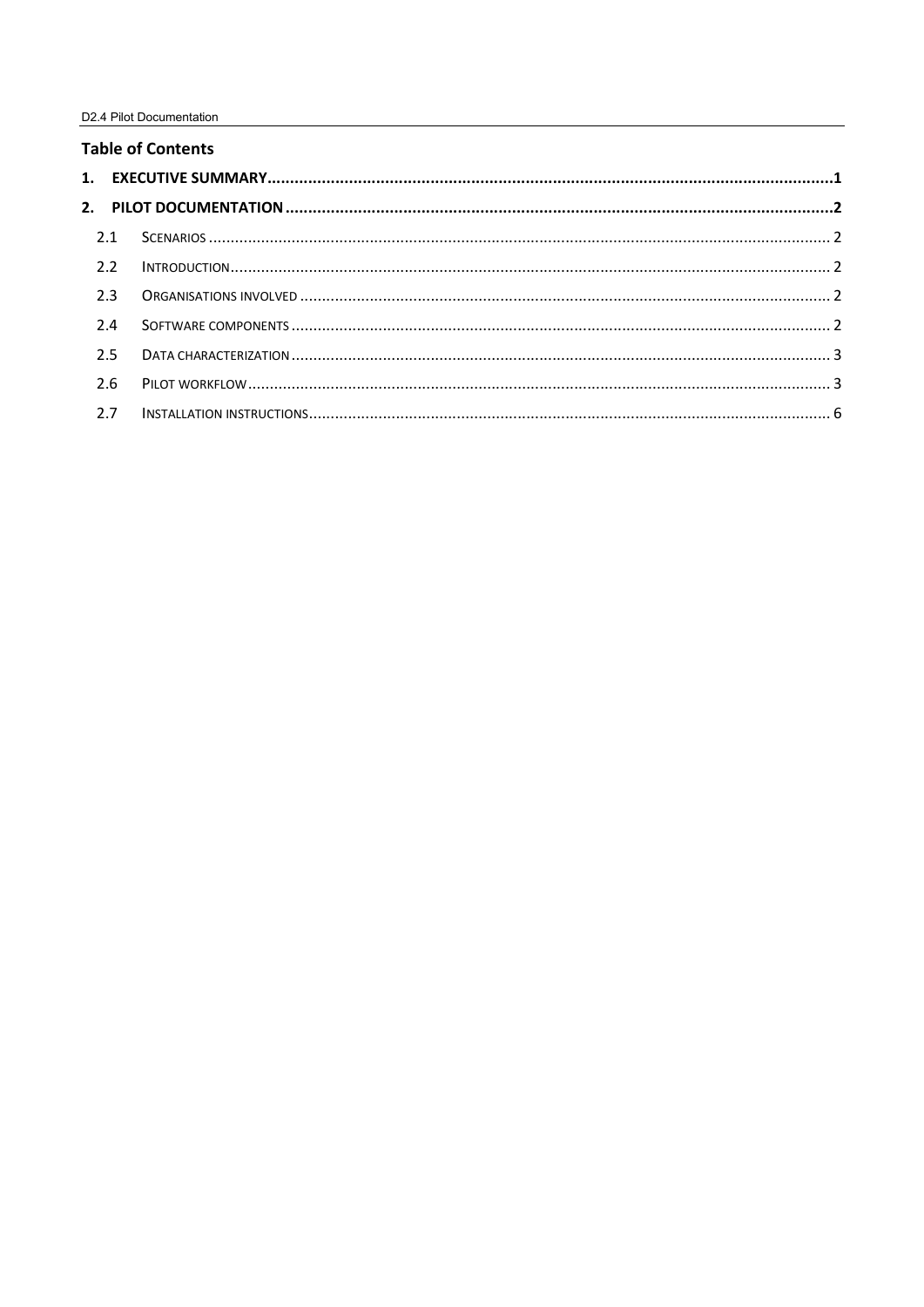## Table of Contents

**1. EXECUTIVE SUMMARY ........................................................................ 1**

**2. PILOT DOCUMENTATION ........................................................................ 2**

2.1 SCENARIOS ........................................................................ 2

2.2 INTRODUCTION ........................................................................ 2

2.3 ORGANISATIONS INVOLVED ........................................................................ 2

2.4 SOFTWARE COMPONENTS ........................................................................ 2

2.5 DATA CHARACTERIZATION ........................................................................ 3

2.6 PILOT WORKFLOW ........................................................................ 3

2.7 INSTALLATION INSTRUCTIONS ........................................................................ 6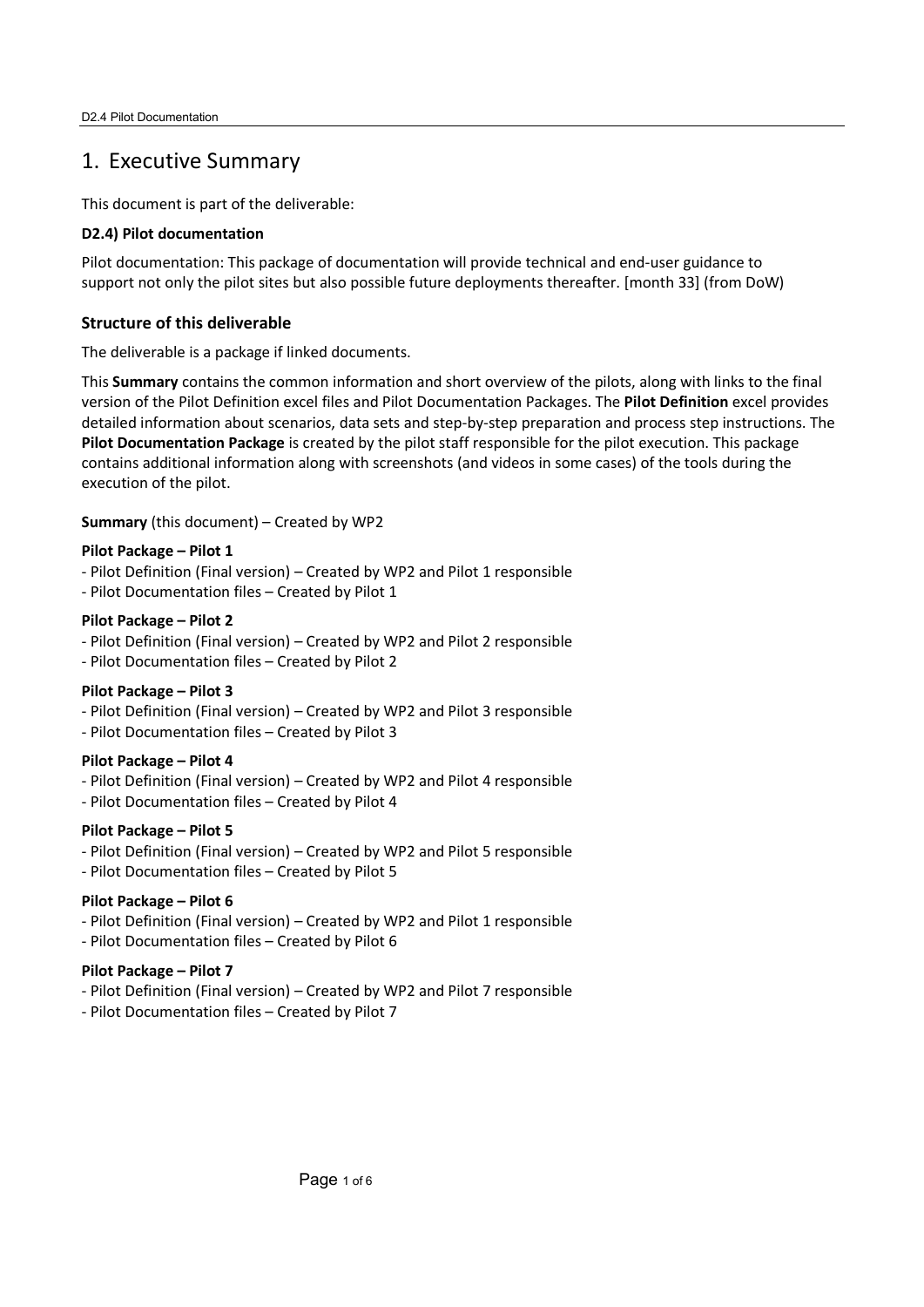# 1. Executive Summary

This document is part of the deliverable:

**D2.4) Pilot documentation**

Pilot documentation: This package of documentation will provide technical and end-user guidance to support not only the pilot sites but also possible future deployments thereafter. [month 33] (from DoW)

### Structure of this deliverable

The deliverable is a package if linked documents.

This **Summary** contains the common information and short overview of the pilots, along with links to the final version of the Pilot Definition excel files and Pilot Documentation Packages. The **Pilot Definition** excel provides detailed information about scenarios, data sets and step-by-step preparation and process step instructions. The **Pilot Documentation Package** is created by the pilot staff responsible for the pilot execution. This package contains additional information along with screenshots (and videos in some cases) of the tools during the execution of the pilot.

**Summary** (this document) – Created by WP2

**Pilot Package – Pilot 1**
- Pilot Definition (Final version) – Created by WP2 and Pilot 1 responsible
- Pilot Documentation files – Created by Pilot 1

**Pilot Package – Pilot 2**
- Pilot Definition (Final version) – Created by WP2 and Pilot 2 responsible
- Pilot Documentation files – Created by Pilot 2

**Pilot Package – Pilot 3**
- Pilot Definition (Final version) – Created by WP2 and Pilot 3 responsible
- Pilot Documentation files – Created by Pilot 3

**Pilot Package – Pilot 4**
- Pilot Definition (Final version) – Created by WP2 and Pilot 4 responsible
- Pilot Documentation files – Created by Pilot 4

**Pilot Package – Pilot 5**
- Pilot Definition (Final version) – Created by WP2 and Pilot 5 responsible
- Pilot Documentation files – Created by Pilot 5

**Pilot Package – Pilot 6**
- Pilot Definition (Final version) – Created by WP2 and Pilot 1 responsible
- Pilot Documentation files – Created by Pilot 6

**Pilot Package – Pilot 7**
- Pilot Definition (Final version) – Created by WP2 and Pilot 7 responsible
- Pilot Documentation files – Created by Pilot 7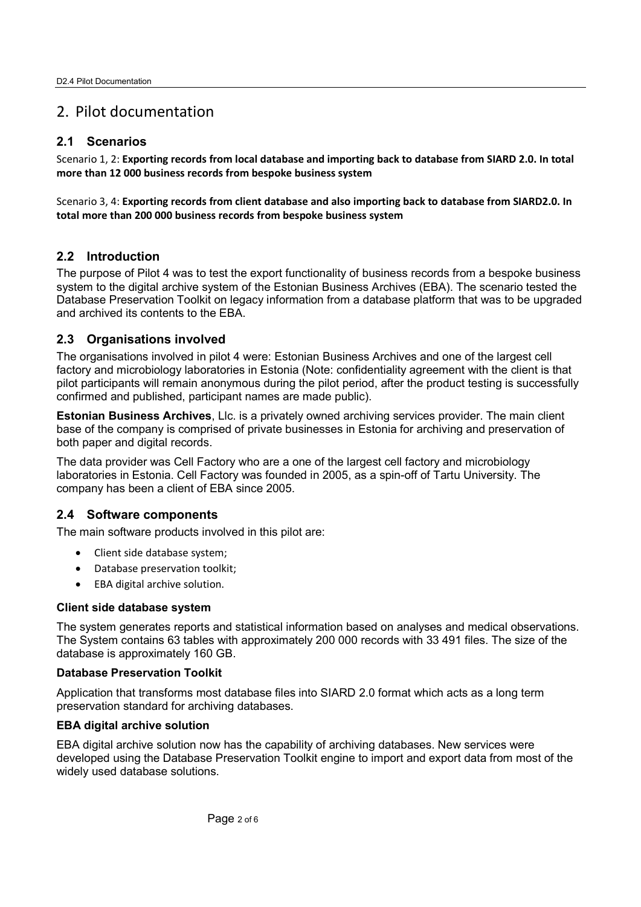# 2. Pilot documentation

## 2.1 Scenarios

Scenario 1, 2: **Exporting records from local database and importing back to database from SIARD 2.0. In total more than 12 000 business records from bespoke business system**

Scenario 3, 4: **Exporting records from client database and also importing back to database from SIARD2.0. In total more than 200 000 business records from bespoke business system**

## 2.2 Introduction

The purpose of Pilot 4 was to test the export functionality of business records from a bespoke business system to the digital archive system of the Estonian Business Archives (EBA). The scenario tested the Database Preservation Toolkit on legacy information from a database platform that was to be upgraded and archived its contents to the EBA.

## 2.3 Organisations involved

The organisations involved in pilot 4 were: Estonian Business Archives and one of the largest cell factory and microbiology laboratories in Estonia (Note: confidentiality agreement with the client is that pilot participants will remain anonymous during the pilot period, after the product testing is successfully confirmed and published, participant names are made public).

**Estonian Business Archives**, Llc. is a privately owned archiving services provider. The main client base of the company is comprised of private businesses in Estonia for archiving and preservation of both paper and digital records.

The data provider was Cell Factory who are a one of the largest cell factory and microbiology laboratories in Estonia. Cell Factory was founded in 2005, as a spin-off of Tartu University. The company has been a client of EBA since 2005.

## 2.4 Software components

The main software products involved in this pilot are:

- Client side database system;
- Database preservation toolkit;
- EBA digital archive solution.

### Client side database system

The system generates reports and statistical information based on analyses and medical observations. The System contains 63 tables with approximately 200 000 records with 33 491 files. The size of the database is approximately 160 GB.

### Database Preservation Toolkit

Application that transforms most database files into SIARD 2.0 format which acts as a long term preservation standard for archiving databases.

### EBA digital archive solution

EBA digital archive solution now has the capability of archiving databases. New services were developed using the Database Preservation Toolkit engine to import and export data from most of the widely used database solutions.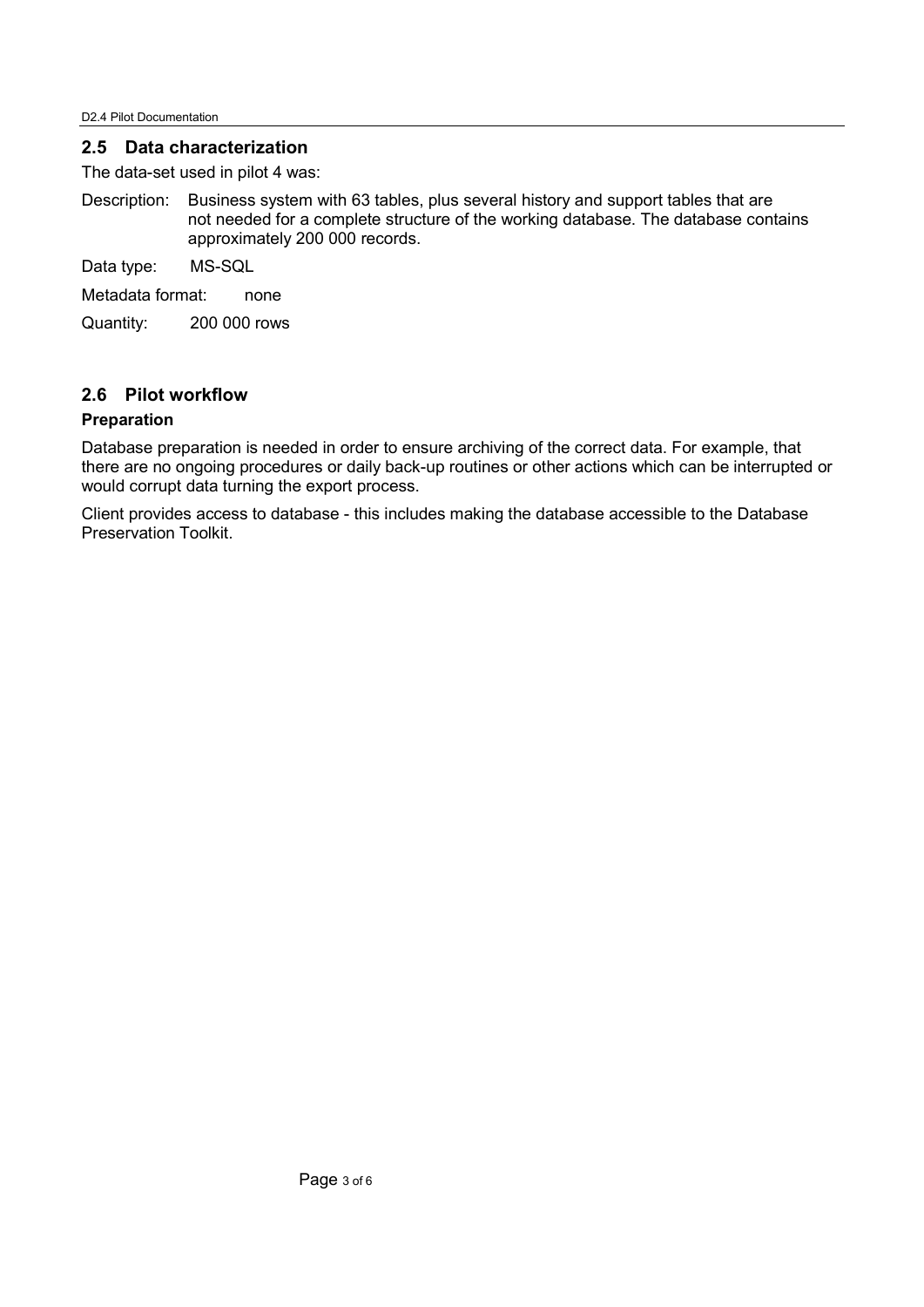## 2.5 Data characterization

The data-set used in pilot 4 was:

Description: Business system with 63 tables, plus several history and support tables that are not needed for a complete structure of the working database. The database contains approximately 200 000 records.

Data type: MS-SQL

Metadata format: none

Quantity: 200 000 rows

## 2.6 Pilot workflow

**Preparation**

Database preparation is needed in order to ensure archiving of the correct data. For example, that there are no ongoing procedures or daily back-up routines or other actions which can be interrupted or would corrupt data turning the export process.

Client provides access to database - this includes making the database accessible to the Database Preservation Toolkit.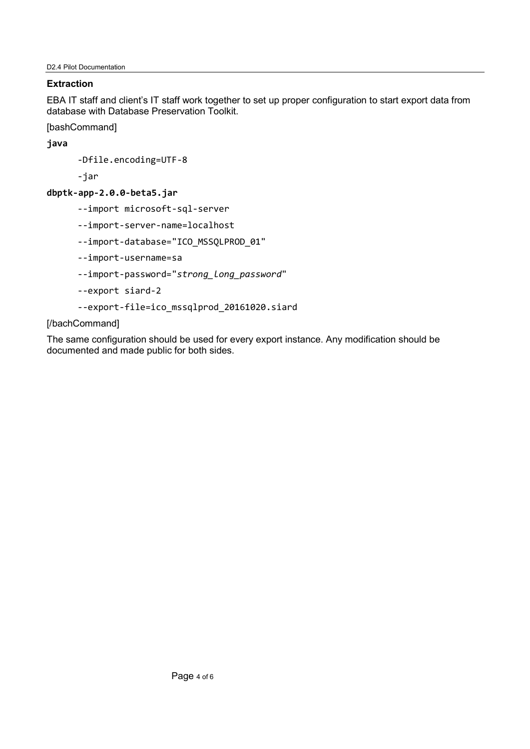### Extraction

EBA IT staff and client's IT staff work together to set up proper configuration to start export data from database with Database Preservation Toolkit.

[bashCommand]

```
java
    -Dfile.encoding=UTF-8
    -jar
dbptk-app-2.0.0-beta5.jar
    --import microsoft-sql-server
    --import-server-name=localhost
    --import-database="ICO_MSSQLPROD_01"
    --import-username=sa
    --import-password="strong_long_password"
    --export siard-2
    --export-file=ico_mssqlprod_20161020.siard
```

[/bachCommand]

The same configuration should be used for every export instance. Any modification should be documented and made public for both sides.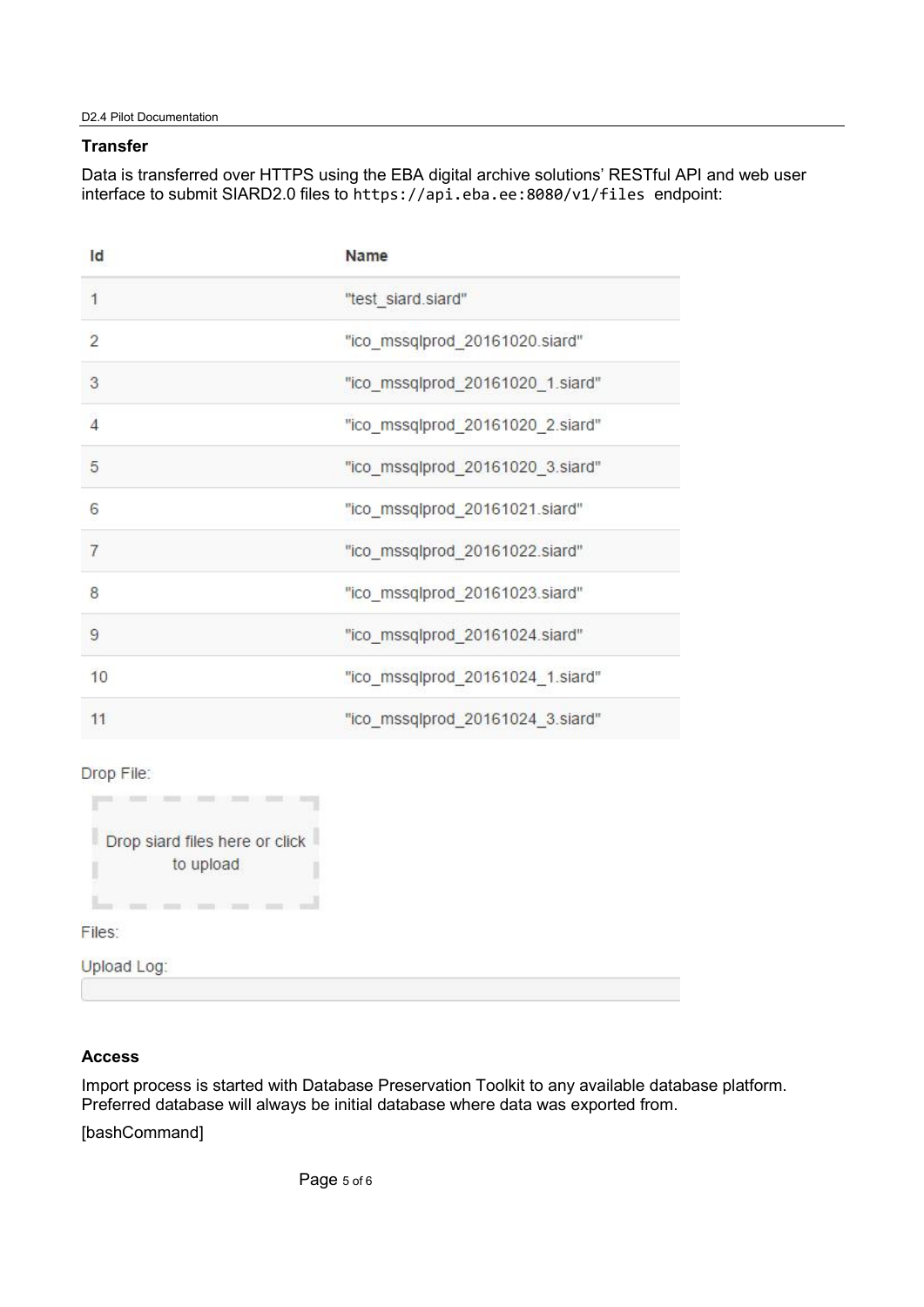### Transfer

Data is transferred over HTTPS using the EBA digital archive solutions' RESTful API and web user interface to submit SIARD2.0 files to `https://api.eba.ee:8080/v1/files` endpoint:

| Id | Name |
|---|---|
| 1 | "test_siard.siard" |
| 2 | "ico_mssqlprod_20161020.siard" |
| 3 | "ico_mssqlprod_20161020_1.siard" |
| 4 | "ico_mssqlprod_20161020_2.siard" |
| 5 | "ico_mssqlprod_20161020_3.siard" |
| 6 | "ico_mssqlprod_20161021.siard" |
| 7 | "ico_mssqlprod_20161022.siard" |
| 8 | "ico_mssqlprod_20161023.siard" |
| 9 | "ico_mssqlprod_20161024.siard" |
| 10 | "ico_mssqlprod_20161024_1.siard" |
| 11 | "ico_mssqlprod_20161024_3.siard" |

Drop File:

Drop siard files here or click to upload

Files:

Upload Log:

### Access

Import process is started with Database Preservation Toolkit to any available database platform. Preferred database will always be initial database where data was exported from.

[bashCommand]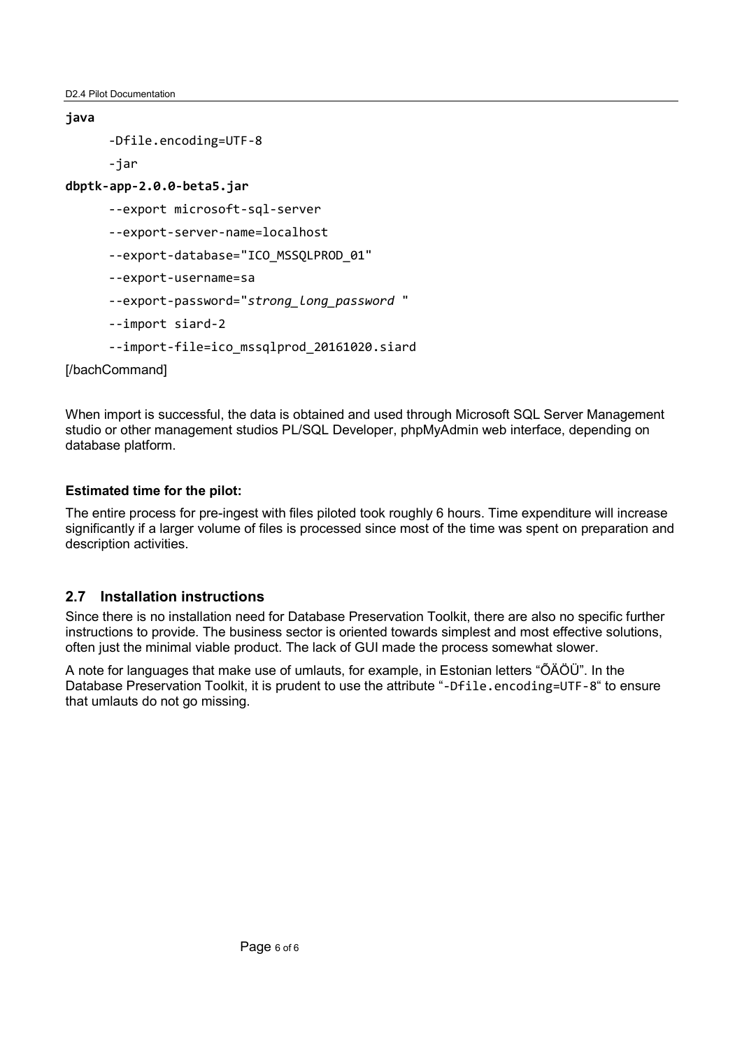```
java
      -Dfile.encoding=UTF-8
      -jar
dbptk-app-2.0.0-beta5.jar
      --export microsoft-sql-server
      --export-server-name=localhost
      --export-database="ICO_MSSQLPROD_01"
      --export-username=sa
      --export-password="strong_long_password "
      --import siard-2
      --import-file=ico_mssqlprod_20161020.siard
```

[/bachCommand]

When import is successful, the data is obtained and used through Microsoft SQL Server Management studio or other management studios PL/SQL Developer, phpMyAdmin web interface, depending on database platform.

**Estimated time for the pilot:**

The entire process for pre-ingest with files piloted took roughly 6 hours. Time expenditure will increase significantly if a larger volume of files is processed since most of the time was spent on preparation and description activities.

## 2.7 Installation instructions

Since there is no installation need for Database Preservation Toolkit, there are also no specific further instructions to provide. The business sector is oriented towards simplest and most effective solutions, often just the minimal viable product. The lack of GUI made the process somewhat slower.

A note for languages that make use of umlauts, for example, in Estonian letters "ÕÄÖÜ". In the Database Preservation Toolkit, it is prudent to use the attribute "`-Dfile.encoding=UTF-8`" to ensure that umlauts do not go missing.